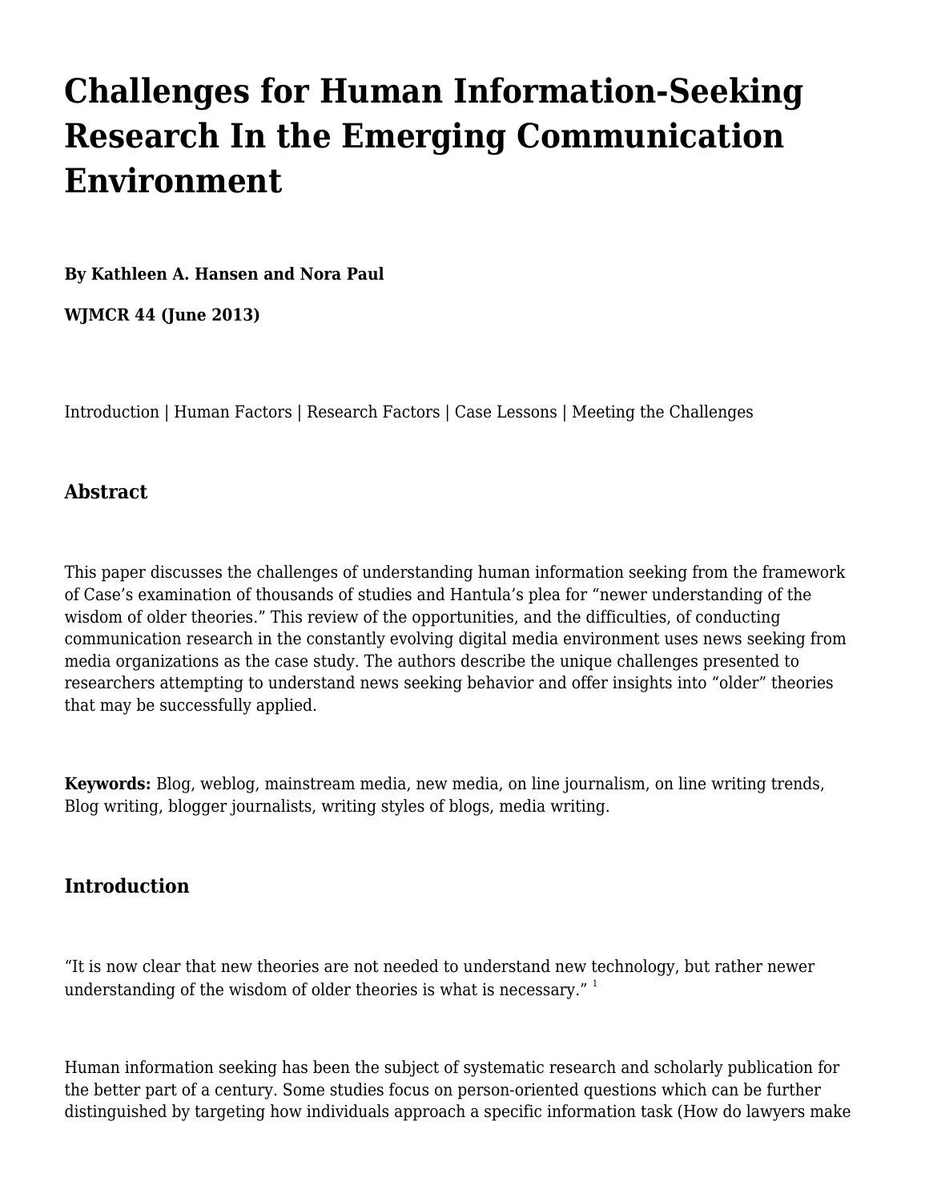# Challenges for Human Information-Seeking Research In the Emerging Communication Environment

**By Kathleen A. Hansen and Nora Paul**

**WJMCR 44 (June 2013)**

Introduction | Human Factors | Research Factors | Case Lessons | Meeting the Challenges

## Abstract

This paper discusses the challenges of understanding human information seeking from the framework of Case's examination of thousands of studies and Hantula's plea for "newer understanding of the wisdom of older theories." This review of the opportunities, and the difficulties, of conducting communication research in the constantly evolving digital media environment uses news seeking from media organizations as the case study. The authors describe the unique challenges presented to researchers attempting to understand news seeking behavior and offer insights into "older" theories that may be successfully applied.

**Keywords:** Blog, weblog, mainstream media, new media, on line journalism, on line writing trends, Blog writing, blogger journalists, writing styles of blogs, media writing.

## Introduction

"It is now clear that new theories are not needed to understand new technology, but rather newer understanding of the wisdom of older theories is what is necessary." [1]

Human information seeking has been the subject of systematic research and scholarly publication for the better part of a century. Some studies focus on person-oriented questions which can be further distinguished by targeting how individuals approach a specific information task (How do lawyers make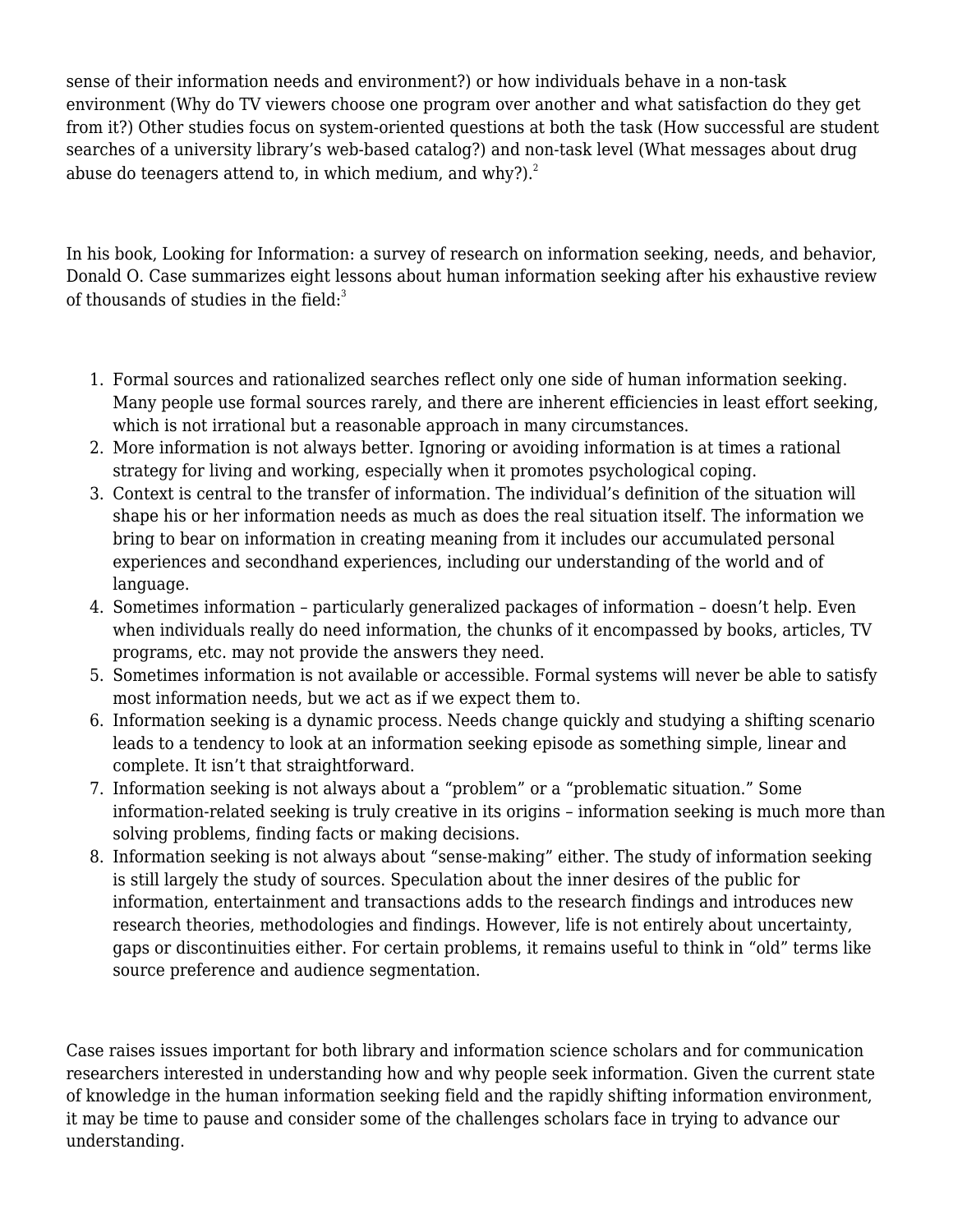sense of their information needs and environment?) or how individuals behave in a non-task environment (Why do TV viewers choose one program over another and what satisfaction do they get from it?) Other studies focus on system-oriented questions at both the task (How successful are student searches of a university library's web-based catalog?) and non-task level (What messages about drug abuse do teenagers attend to, in which medium, and why?).[2]

In his book, Looking for Information: a survey of research on information seeking, needs, and behavior, Donald O. Case summarizes eight lessons about human information seeking after his exhaustive review of thousands of studies in the field:[3]

1. Formal sources and rationalized searches reflect only one side of human information seeking. Many people use formal sources rarely, and there are inherent efficiencies in least effort seeking, which is not irrational but a reasonable approach in many circumstances.
2. More information is not always better. Ignoring or avoiding information is at times a rational strategy for living and working, especially when it promotes psychological coping.
3. Context is central to the transfer of information. The individual's definition of the situation will shape his or her information needs as much as does the real situation itself. The information we bring to bear on information in creating meaning from it includes our accumulated personal experiences and secondhand experiences, including our understanding of the world and of language.
4. Sometimes information – particularly generalized packages of information – doesn't help. Even when individuals really do need information, the chunks of it encompassed by books, articles, TV programs, etc. may not provide the answers they need.
5. Sometimes information is not available or accessible. Formal systems will never be able to satisfy most information needs, but we act as if we expect them to.
6. Information seeking is a dynamic process. Needs change quickly and studying a shifting scenario leads to a tendency to look at an information seeking episode as something simple, linear and complete. It isn't that straightforward.
7. Information seeking is not always about a "problem" or a "problematic situation." Some information-related seeking is truly creative in its origins – information seeking is much more than solving problems, finding facts or making decisions.
8. Information seeking is not always about "sense-making" either. The study of information seeking is still largely the study of sources. Speculation about the inner desires of the public for information, entertainment and transactions adds to the research findings and introduces new research theories, methodologies and findings. However, life is not entirely about uncertainty, gaps or discontinuities either. For certain problems, it remains useful to think in "old" terms like source preference and audience segmentation.

Case raises issues important for both library and information science scholars and for communication researchers interested in understanding how and why people seek information. Given the current state of knowledge in the human information seeking field and the rapidly shifting information environment, it may be time to pause and consider some of the challenges scholars face in trying to advance our understanding.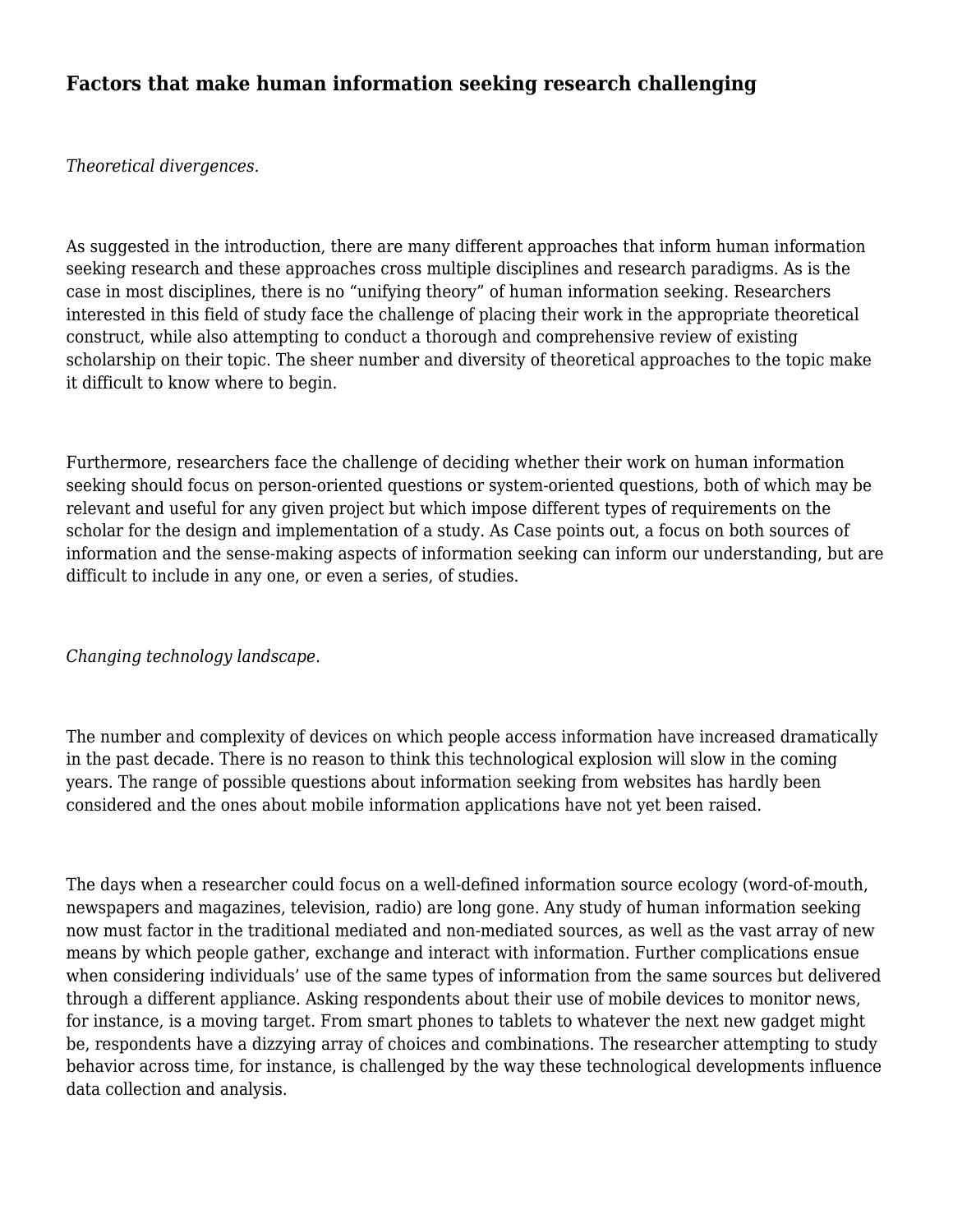## Factors that make human information seeking research challenging

*Theoretical divergences.*

As suggested in the introduction, there are many different approaches that inform human information seeking research and these approaches cross multiple disciplines and research paradigms. As is the case in most disciplines, there is no "unifying theory" of human information seeking. Researchers interested in this field of study face the challenge of placing their work in the appropriate theoretical construct, while also attempting to conduct a thorough and comprehensive review of existing scholarship on their topic. The sheer number and diversity of theoretical approaches to the topic make it difficult to know where to begin.

Furthermore, researchers face the challenge of deciding whether their work on human information seeking should focus on person-oriented questions or system-oriented questions, both of which may be relevant and useful for any given project but which impose different types of requirements on the scholar for the design and implementation of a study. As Case points out, a focus on both sources of information and the sense-making aspects of information seeking can inform our understanding, but are difficult to include in any one, or even a series, of studies.

*Changing technology landscape.*

The number and complexity of devices on which people access information have increased dramatically in the past decade. There is no reason to think this technological explosion will slow in the coming years. The range of possible questions about information seeking from websites has hardly been considered and the ones about mobile information applications have not yet been raised.

The days when a researcher could focus on a well-defined information source ecology (word-of-mouth, newspapers and magazines, television, radio) are long gone. Any study of human information seeking now must factor in the traditional mediated and non-mediated sources, as well as the vast array of new means by which people gather, exchange and interact with information. Further complications ensue when considering individuals' use of the same types of information from the same sources but delivered through a different appliance. Asking respondents about their use of mobile devices to monitor news, for instance, is a moving target. From smart phones to tablets to whatever the next new gadget might be, respondents have a dizzying array of choices and combinations. The researcher attempting to study behavior across time, for instance, is challenged by the way these technological developments influence data collection and analysis.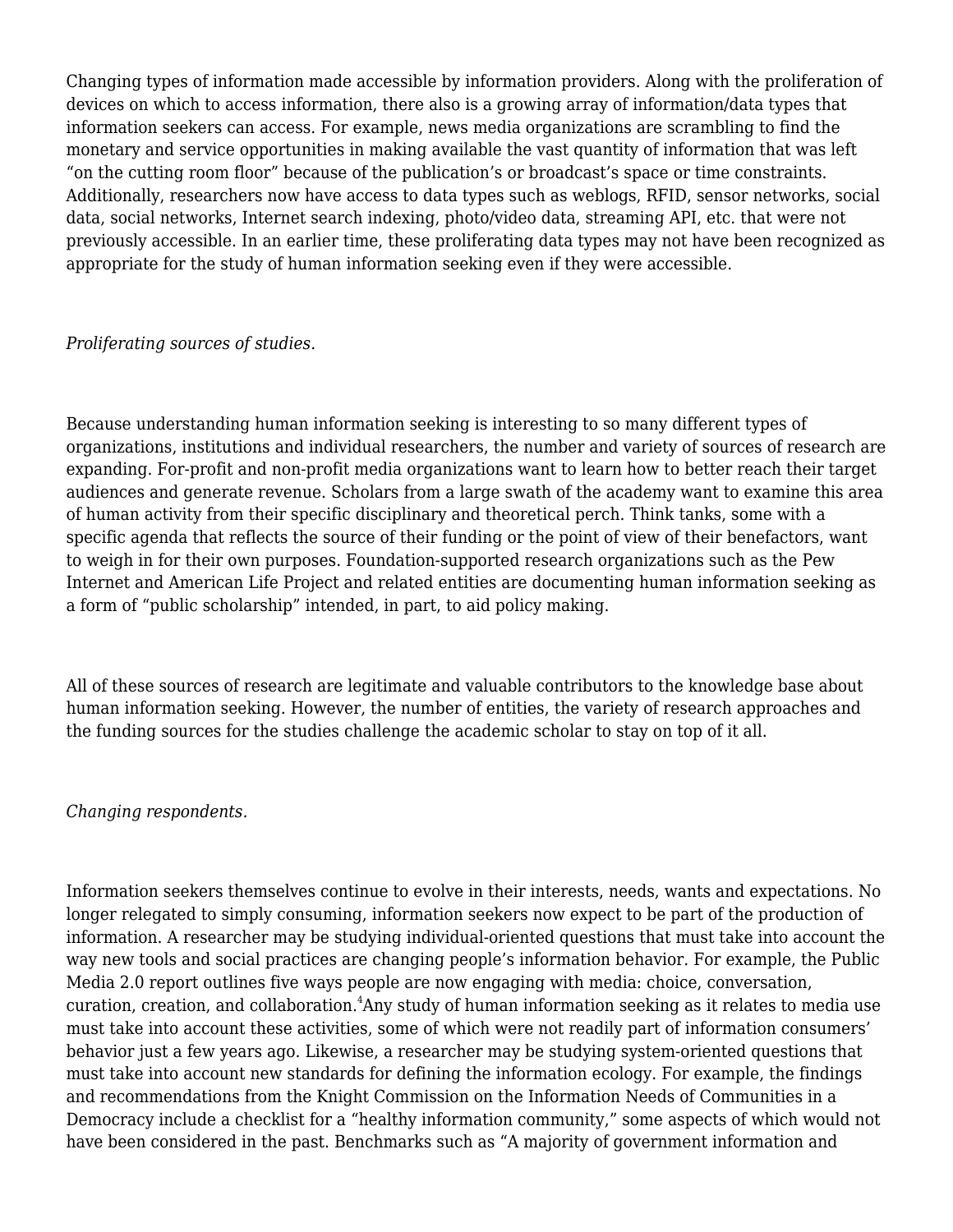Changing types of information made accessible by information providers. Along with the proliferation of devices on which to access information, there also is a growing array of information/data types that information seekers can access. For example, news media organizations are scrambling to find the monetary and service opportunities in making available the vast quantity of information that was left “on the cutting room floor” because of the publication’s or broadcast’s space or time constraints. Additionally, researchers now have access to data types such as weblogs, RFID, sensor networks, social data, social networks, Internet search indexing, photo/video data, streaming API, etc. that were not previously accessible. In an earlier time, these proliferating data types may not have been recognized as appropriate for the study of human information seeking even if they were accessible.

*Proliferating sources of studies.*

Because understanding human information seeking is interesting to so many different types of organizations, institutions and individual researchers, the number and variety of sources of research are expanding. For-profit and non-profit media organizations want to learn how to better reach their target audiences and generate revenue. Scholars from a large swath of the academy want to examine this area of human activity from their specific disciplinary and theoretical perch. Think tanks, some with a specific agenda that reflects the source of their funding or the point of view of their benefactors, want to weigh in for their own purposes. Foundation-supported research organizations such as the Pew Internet and American Life Project and related entities are documenting human information seeking as a form of “public scholarship” intended, in part, to aid policy making.

All of these sources of research are legitimate and valuable contributors to the knowledge base about human information seeking. However, the number of entities, the variety of research approaches and the funding sources for the studies challenge the academic scholar to stay on top of it all.

*Changing respondents.*

Information seekers themselves continue to evolve in their interests, needs, wants and expectations. No longer relegated to simply consuming, information seekers now expect to be part of the production of information. A researcher may be studying individual-oriented questions that must take into account the way new tools and social practices are changing people’s information behavior. For example, the Public Media 2.0 report outlines five ways people are now engaging with media: choice, conversation, curation, creation, and collaboration.[4]Any study of human information seeking as it relates to media use must take into account these activities, some of which were not readily part of information consumers’ behavior just a few years ago. Likewise, a researcher may be studying system-oriented questions that must take into account new standards for defining the information ecology. For example, the findings and recommendations from the Knight Commission on the Information Needs of Communities in a Democracy include a checklist for a “healthy information community,” some aspects of which would not have been considered in the past. Benchmarks such as “A majority of government information and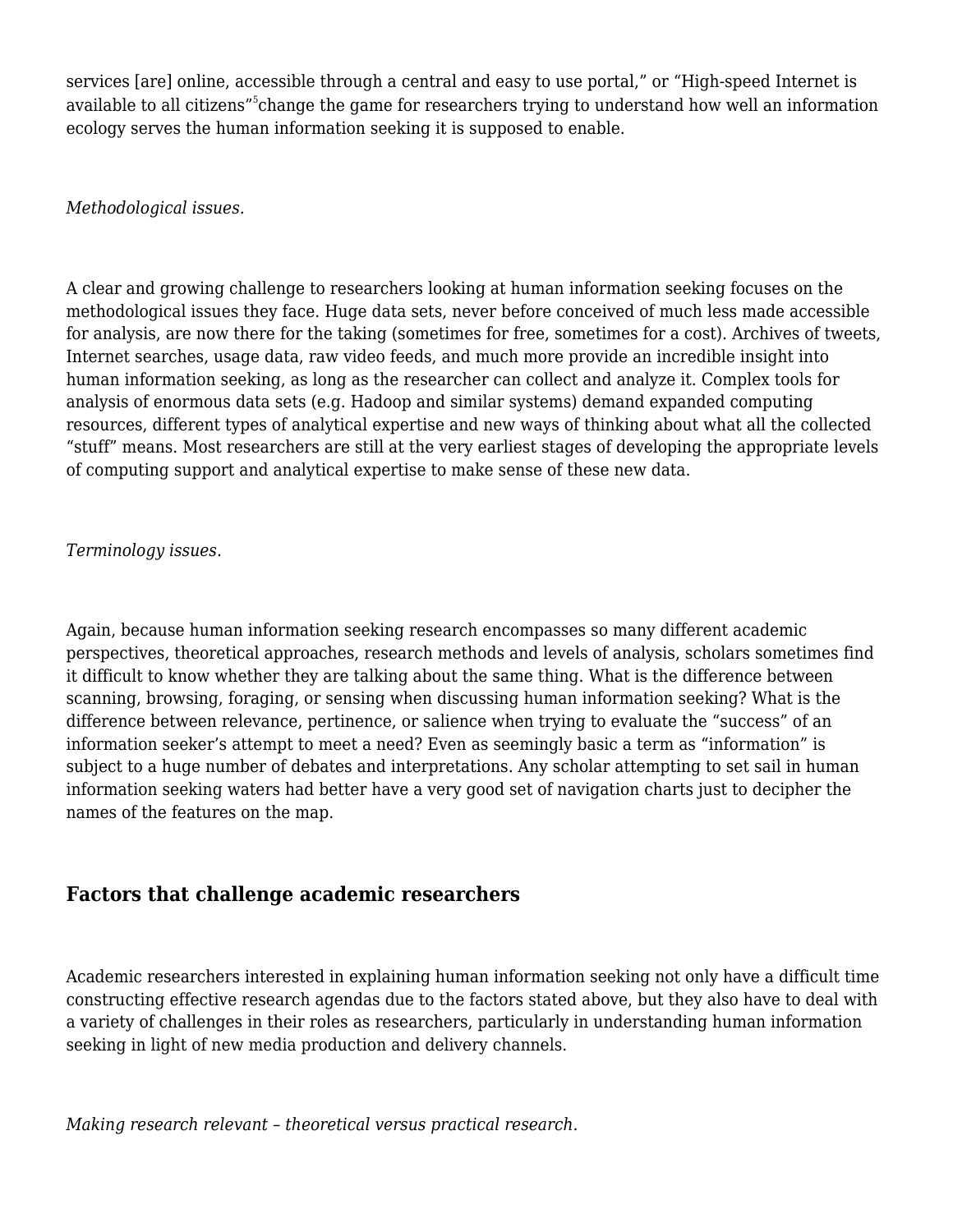services [are] online, accessible through a central and easy to use portal," or "High-speed Internet is available to all citizens"[5]change the game for researchers trying to understand how well an information ecology serves the human information seeking it is supposed to enable.

*Methodological issues.*

A clear and growing challenge to researchers looking at human information seeking focuses on the methodological issues they face. Huge data sets, never before conceived of much less made accessible for analysis, are now there for the taking (sometimes for free, sometimes for a cost). Archives of tweets, Internet searches, usage data, raw video feeds, and much more provide an incredible insight into human information seeking, as long as the researcher can collect and analyze it. Complex tools for analysis of enormous data sets (e.g. Hadoop and similar systems) demand expanded computing resources, different types of analytical expertise and new ways of thinking about what all the collected "stuff" means. Most researchers are still at the very earliest stages of developing the appropriate levels of computing support and analytical expertise to make sense of these new data.

*Terminology issues.*

Again, because human information seeking research encompasses so many different academic perspectives, theoretical approaches, research methods and levels of analysis, scholars sometimes find it difficult to know whether they are talking about the same thing. What is the difference between scanning, browsing, foraging, or sensing when discussing human information seeking? What is the difference between relevance, pertinence, or salience when trying to evaluate the "success" of an information seeker's attempt to meet a need? Even as seemingly basic a term as "information" is subject to a huge number of debates and interpretations. Any scholar attempting to set sail in human information seeking waters had better have a very good set of navigation charts just to decipher the names of the features on the map.

## Factors that challenge academic researchers

Academic researchers interested in explaining human information seeking not only have a difficult time constructing effective research agendas due to the factors stated above, but they also have to deal with a variety of challenges in their roles as researchers, particularly in understanding human information seeking in light of new media production and delivery channels.

*Making research relevant – theoretical versus practical research.*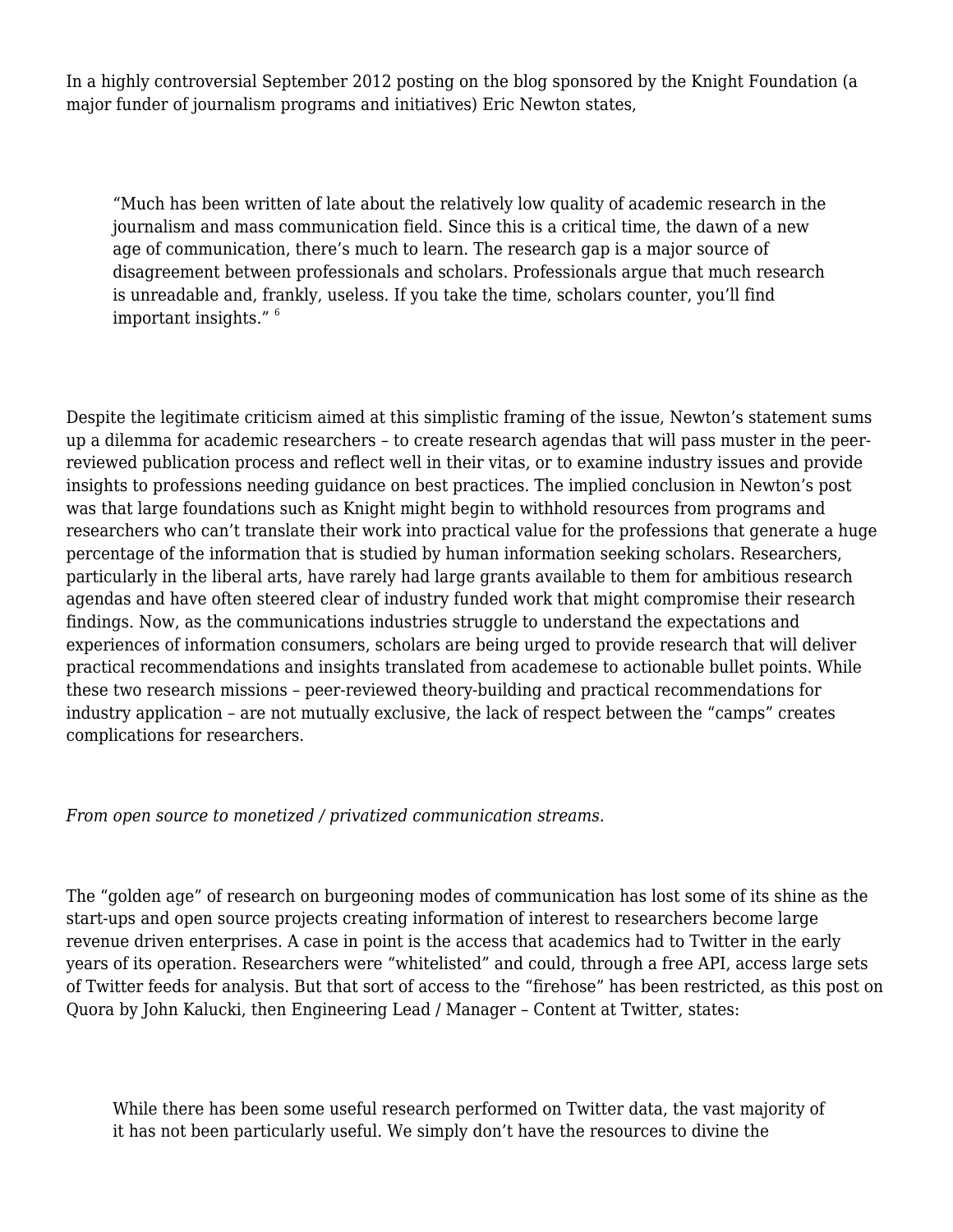In a highly controversial September 2012 posting on the blog sponsored by the Knight Foundation (a major funder of journalism programs and initiatives) Eric Newton states,

> "Much has been written of late about the relatively low quality of academic research in the journalism and mass communication field. Since this is a critical time, the dawn of a new age of communication, there's much to learn. The research gap is a major source of disagreement between professionals and scholars. Professionals argue that much research is unreadable and, frankly, useless. If you take the time, scholars counter, you'll find important insights." [6]

Despite the legitimate criticism aimed at this simplistic framing of the issue, Newton's statement sums up a dilemma for academic researchers – to create research agendas that will pass muster in the peer-reviewed publication process and reflect well in their vitas, or to examine industry issues and provide insights to professions needing guidance on best practices. The implied conclusion in Newton's post was that large foundations such as Knight might begin to withhold resources from programs and researchers who can't translate their work into practical value for the professions that generate a huge percentage of the information that is studied by human information seeking scholars. Researchers, particularly in the liberal arts, have rarely had large grants available to them for ambitious research agendas and have often steered clear of industry funded work that might compromise their research findings. Now, as the communications industries struggle to understand the expectations and experiences of information consumers, scholars are being urged to provide research that will deliver practical recommendations and insights translated from academese to actionable bullet points. While these two research missions – peer-reviewed theory-building and practical recommendations for industry application – are not mutually exclusive, the lack of respect between the "camps" creates complications for researchers.

*From open source to monetized / privatized communication streams.*

The "golden age" of research on burgeoning modes of communication has lost some of its shine as the start-ups and open source projects creating information of interest to researchers become large revenue driven enterprises. A case in point is the access that academics had to Twitter in the early years of its operation. Researchers were "whitelisted" and could, through a free API, access large sets of Twitter feeds for analysis. But that sort of access to the "firehose" has been restricted, as this post on Quora by John Kalucki, then Engineering Lead / Manager – Content at Twitter, states:

> While there has been some useful research performed on Twitter data, the vast majority of it has not been particularly useful. We simply don't have the resources to divine the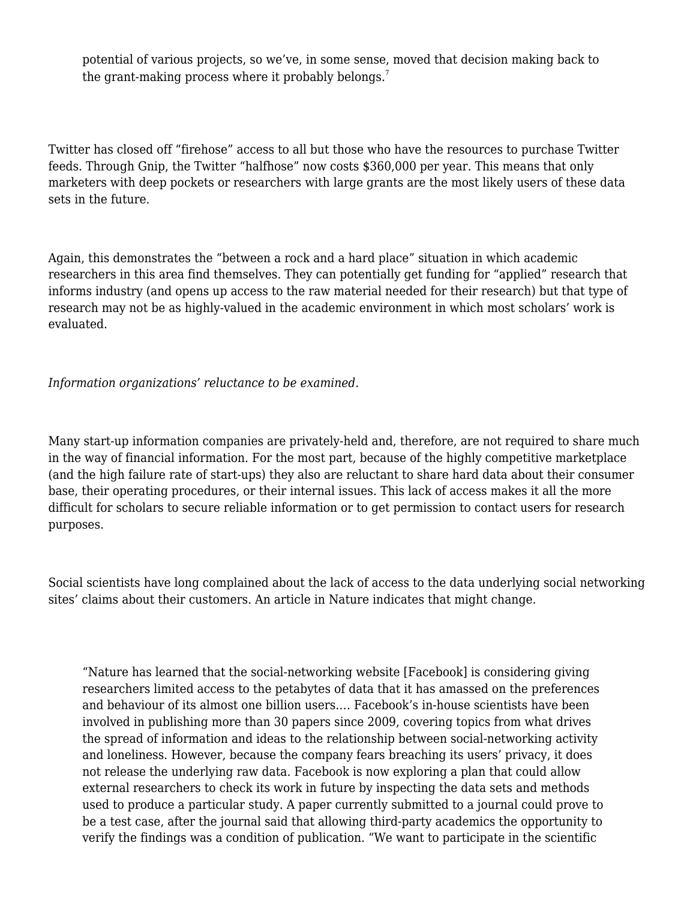> potential of various projects, so we've, in some sense, moved that decision making back to the grant-making process where it probably belongs.[7]

Twitter has closed off "firehose" access to all but those who have the resources to purchase Twitter feeds. Through Gnip, the Twitter "halfhose" now costs $360,000 per year. This means that only marketers with deep pockets or researchers with large grants are the most likely users of these data sets in the future.

Again, this demonstrates the "between a rock and a hard place" situation in which academic researchers in this area find themselves. They can potentially get funding for "applied" research that informs industry (and opens up access to the raw material needed for their research) but that type of research may not be as highly-valued in the academic environment in which most scholars' work is evaluated.

*Information organizations' reluctance to be examined.*

Many start-up information companies are privately-held and, therefore, are not required to share much in the way of financial information. For the most part, because of the highly competitive marketplace (and the high failure rate of start-ups) they also are reluctant to share hard data about their consumer base, their operating procedures, or their internal issues. This lack of access makes it all the more difficult for scholars to secure reliable information or to get permission to contact users for research purposes.

Social scientists have long complained about the lack of access to the data underlying social networking sites' claims about their customers. An article in Nature indicates that might change.

> "Nature has learned that the social-networking website [Facebook] is considering giving researchers limited access to the petabytes of data that it has amassed on the preferences and behaviour of its almost one billion users.… Facebook's in-house scientists have been involved in publishing more than 30 papers since 2009, covering topics from what drives the spread of information and ideas to the relationship between social-networking activity and loneliness. However, because the company fears breaching its users' privacy, it does not release the underlying raw data. Facebook is now exploring a plan that could allow external researchers to check its work in future by inspecting the data sets and methods used to produce a particular study. A paper currently submitted to a journal could prove to be a test case, after the journal said that allowing third-party academics the opportunity to verify the findings was a condition of publication. "We want to participate in the scientific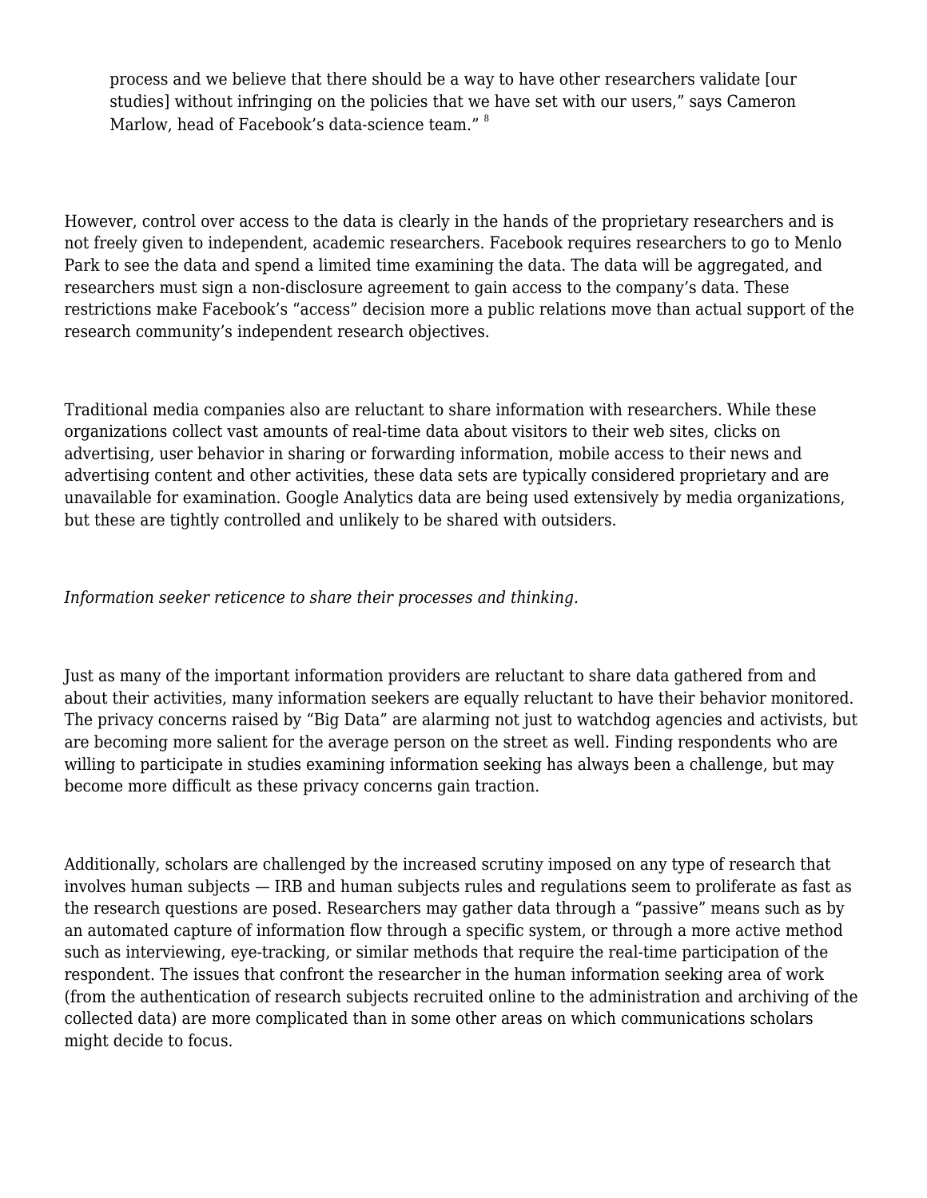> process and we believe that there should be a way to have other researchers validate [our studies] without infringing on the policies that we have set with our users," says Cameron Marlow, head of Facebook's data-science team." [8]

However, control over access to the data is clearly in the hands of the proprietary researchers and is not freely given to independent, academic researchers. Facebook requires researchers to go to Menlo Park to see the data and spend a limited time examining the data. The data will be aggregated, and researchers must sign a non-disclosure agreement to gain access to the company's data. These restrictions make Facebook's "access" decision more a public relations move than actual support of the research community's independent research objectives.

Traditional media companies also are reluctant to share information with researchers. While these organizations collect vast amounts of real-time data about visitors to their web sites, clicks on advertising, user behavior in sharing or forwarding information, mobile access to their news and advertising content and other activities, these data sets are typically considered proprietary and are unavailable for examination. Google Analytics data are being used extensively by media organizations, but these are tightly controlled and unlikely to be shared with outsiders.

*Information seeker reticence to share their processes and thinking.*

Just as many of the important information providers are reluctant to share data gathered from and about their activities, many information seekers are equally reluctant to have their behavior monitored. The privacy concerns raised by "Big Data" are alarming not just to watchdog agencies and activists, but are becoming more salient for the average person on the street as well. Finding respondents who are willing to participate in studies examining information seeking has always been a challenge, but may become more difficult as these privacy concerns gain traction.

Additionally, scholars are challenged by the increased scrutiny imposed on any type of research that involves human subjects — IRB and human subjects rules and regulations seem to proliferate as fast as the research questions are posed. Researchers may gather data through a "passive" means such as by an automated capture of information flow through a specific system, or through a more active method such as interviewing, eye-tracking, or similar methods that require the real-time participation of the respondent. The issues that confront the researcher in the human information seeking area of work (from the authentication of research subjects recruited online to the administration and archiving of the collected data) are more complicated than in some other areas on which communications scholars might decide to focus.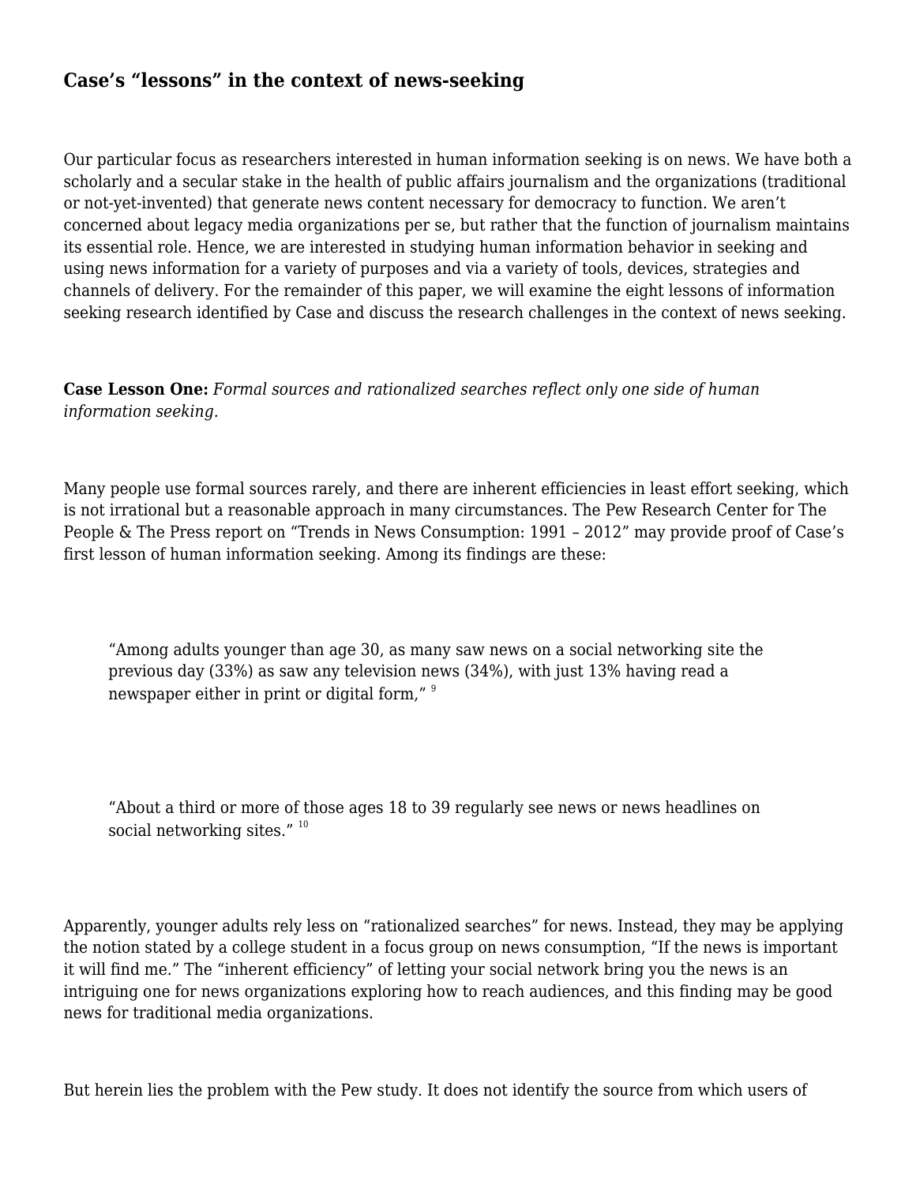## Case's "lessons" in the context of news-seeking

Our particular focus as researchers interested in human information seeking is on news. We have both a scholarly and a secular stake in the health of public affairs journalism and the organizations (traditional or not-yet-invented) that generate news content necessary for democracy to function. We aren't concerned about legacy media organizations per se, but rather that the function of journalism maintains its essential role. Hence, we are interested in studying human information behavior in seeking and using news information for a variety of purposes and via a variety of tools, devices, strategies and channels of delivery. For the remainder of this paper, we will examine the eight lessons of information seeking research identified by Case and discuss the research challenges in the context of news seeking.

**Case Lesson One:** *Formal sources and rationalized searches reflect only one side of human information seeking.*

Many people use formal sources rarely, and there are inherent efficiencies in least effort seeking, which is not irrational but a reasonable approach in many circumstances. The Pew Research Center for The People & The Press report on "Trends in News Consumption: 1991 – 2012" may provide proof of Case's first lesson of human information seeking. Among its findings are these:

> "Among adults younger than age 30, as many saw news on a social networking site the previous day (33%) as saw any television news (34%), with just 13% having read a newspaper either in print or digital form," [9]

> "About a third or more of those ages 18 to 39 regularly see news or news headlines on social networking sites." [10]

Apparently, younger adults rely less on "rationalized searches" for news. Instead, they may be applying the notion stated by a college student in a focus group on news consumption, "If the news is important it will find me." The "inherent efficiency" of letting your social network bring you the news is an intriguing one for news organizations exploring how to reach audiences, and this finding may be good news for traditional media organizations.

But herein lies the problem with the Pew study. It does not identify the source from which users of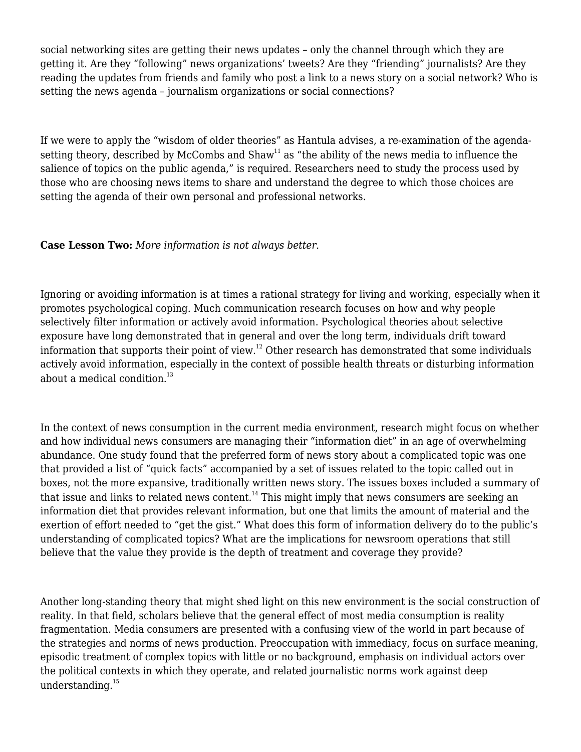social networking sites are getting their news updates – only the channel through which they are getting it. Are they "following" news organizations' tweets? Are they "friending" journalists? Are they reading the updates from friends and family who post a link to a news story on a social network? Who is setting the news agenda – journalism organizations or social connections?

If we were to apply the "wisdom of older theories" as Hantula advises, a re-examination of the agenda-setting theory, described by McCombs and Shaw[11] as "the ability of the news media to influence the salience of topics on the public agenda," is required. Researchers need to study the process used by those who are choosing news items to share and understand the degree to which those choices are setting the agenda of their own personal and professional networks.

**Case Lesson Two:** *More information is not always better.*

Ignoring or avoiding information is at times a rational strategy for living and working, especially when it promotes psychological coping. Much communication research focuses on how and why people selectively filter information or actively avoid information. Psychological theories about selective exposure have long demonstrated that in general and over the long term, individuals drift toward information that supports their point of view.[12] Other research has demonstrated that some individuals actively avoid information, especially in the context of possible health threats or disturbing information about a medical condition.[13]

In the context of news consumption in the current media environment, research might focus on whether and how individual news consumers are managing their "information diet" in an age of overwhelming abundance. One study found that the preferred form of news story about a complicated topic was one that provided a list of "quick facts" accompanied by a set of issues related to the topic called out in boxes, not the more expansive, traditionally written news story. The issues boxes included a summary of that issue and links to related news content.[14] This might imply that news consumers are seeking an information diet that provides relevant information, but one that limits the amount of material and the exertion of effort needed to "get the gist." What does this form of information delivery do to the public's understanding of complicated topics? What are the implications for newsroom operations that still believe that the value they provide is the depth of treatment and coverage they provide?

Another long-standing theory that might shed light on this new environment is the social construction of reality. In that field, scholars believe that the general effect of most media consumption is reality fragmentation. Media consumers are presented with a confusing view of the world in part because of the strategies and norms of news production. Preoccupation with immediacy, focus on surface meaning, episodic treatment of complex topics with little or no background, emphasis on individual actors over the political contexts in which they operate, and related journalistic norms work against deep understanding.[15]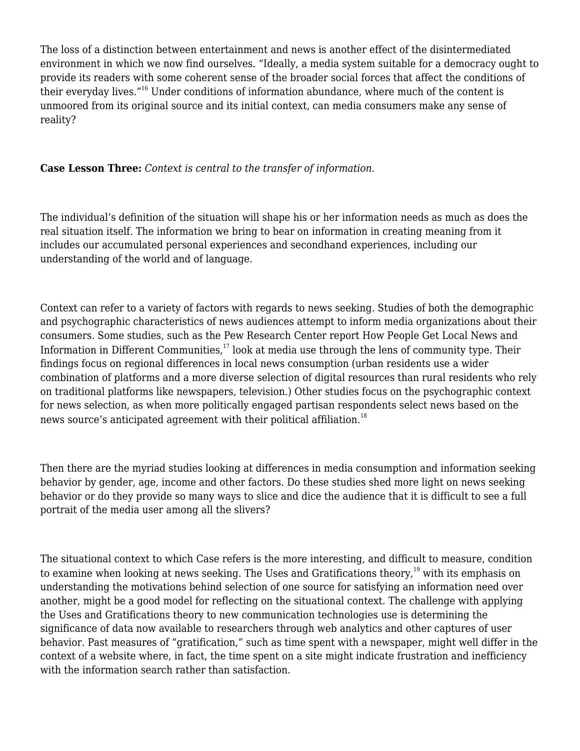The loss of a distinction between entertainment and news is another effect of the disintermediated environment in which we now find ourselves. "Ideally, a media system suitable for a democracy ought to provide its readers with some coherent sense of the broader social forces that affect the conditions of their everyday lives."[16] Under conditions of information abundance, where much of the content is unmoored from its original source and its initial context, can media consumers make any sense of reality?

**Case Lesson Three:** *Context is central to the transfer of information.*

The individual's definition of the situation will shape his or her information needs as much as does the real situation itself. The information we bring to bear on information in creating meaning from it includes our accumulated personal experiences and secondhand experiences, including our understanding of the world and of language.

Context can refer to a variety of factors with regards to news seeking. Studies of both the demographic and psychographic characteristics of news audiences attempt to inform media organizations about their consumers. Some studies, such as the Pew Research Center report How People Get Local News and Information in Different Communities,[17] look at media use through the lens of community type. Their findings focus on regional differences in local news consumption (urban residents use a wider combination of platforms and a more diverse selection of digital resources than rural residents who rely on traditional platforms like newspapers, television.) Other studies focus on the psychographic context for news selection, as when more politically engaged partisan respondents select news based on the news source's anticipated agreement with their political affiliation.[18]

Then there are the myriad studies looking at differences in media consumption and information seeking behavior by gender, age, income and other factors. Do these studies shed more light on news seeking behavior or do they provide so many ways to slice and dice the audience that it is difficult to see a full portrait of the media user among all the slivers?

The situational context to which Case refers is the more interesting, and difficult to measure, condition to examine when looking at news seeking. The Uses and Gratifications theory,[19] with its emphasis on understanding the motivations behind selection of one source for satisfying an information need over another, might be a good model for reflecting on the situational context. The challenge with applying the Uses and Gratifications theory to new communication technologies use is determining the significance of data now available to researchers through web analytics and other captures of user behavior. Past measures of "gratification," such as time spent with a newspaper, might well differ in the context of a website where, in fact, the time spent on a site might indicate frustration and inefficiency with the information search rather than satisfaction.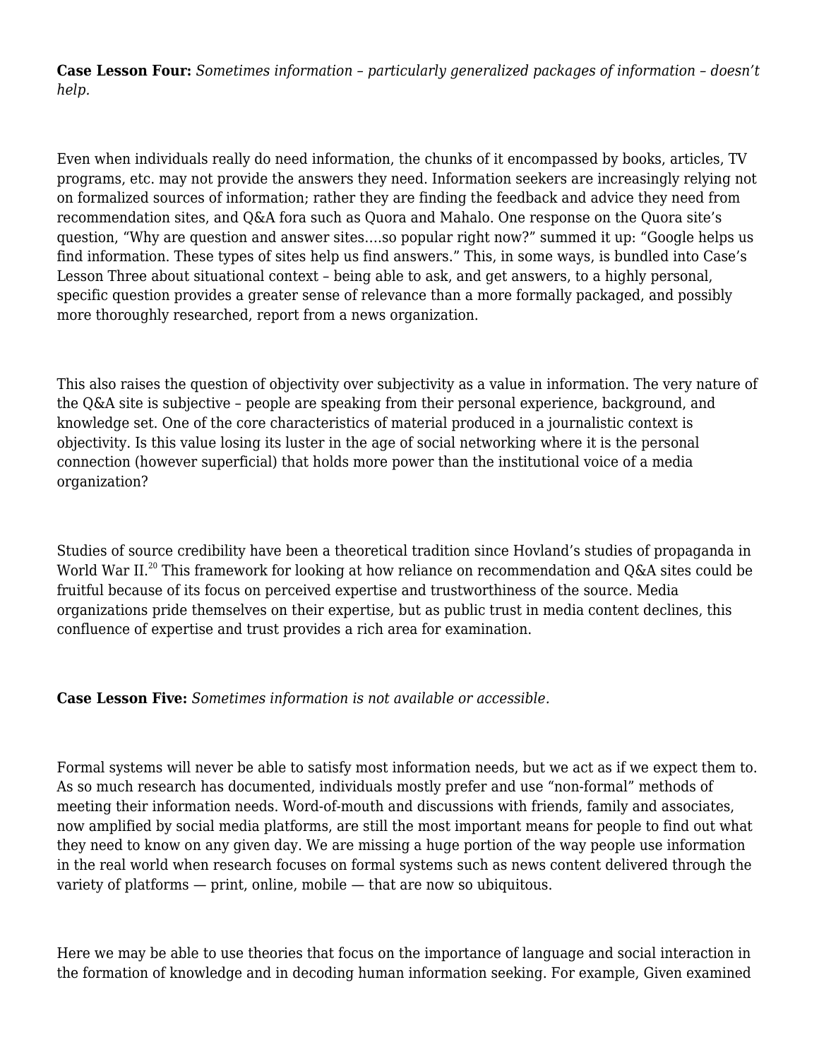**Case Lesson Four:** *Sometimes information – particularly generalized packages of information – doesn't help.*

Even when individuals really do need information, the chunks of it encompassed by books, articles, TV programs, etc. may not provide the answers they need. Information seekers are increasingly relying not on formalized sources of information; rather they are finding the feedback and advice they need from recommendation sites, and Q&A fora such as Quora and Mahalo. One response on the Quora site's question, "Why are question and answer sites….so popular right now?" summed it up: "Google helps us find information. These types of sites help us find answers." This, in some ways, is bundled into Case's Lesson Three about situational context – being able to ask, and get answers, to a highly personal, specific question provides a greater sense of relevance than a more formally packaged, and possibly more thoroughly researched, report from a news organization.

This also raises the question of objectivity over subjectivity as a value in information. The very nature of the Q&A site is subjective – people are speaking from their personal experience, background, and knowledge set. One of the core characteristics of material produced in a journalistic context is objectivity. Is this value losing its luster in the age of social networking where it is the personal connection (however superficial) that holds more power than the institutional voice of a media organization?

Studies of source credibility have been a theoretical tradition since Hovland's studies of propaganda in World War II.[20] This framework for looking at how reliance on recommendation and Q&A sites could be fruitful because of its focus on perceived expertise and trustworthiness of the source. Media organizations pride themselves on their expertise, but as public trust in media content declines, this confluence of expertise and trust provides a rich area for examination.

**Case Lesson Five:** *Sometimes information is not available or accessible.*

Formal systems will never be able to satisfy most information needs, but we act as if we expect them to. As so much research has documented, individuals mostly prefer and use "non-formal" methods of meeting their information needs. Word-of-mouth and discussions with friends, family and associates, now amplified by social media platforms, are still the most important means for people to find out what they need to know on any given day. We are missing a huge portion of the way people use information in the real world when research focuses on formal systems such as news content delivered through the variety of platforms — print, online, mobile — that are now so ubiquitous.

Here we may be able to use theories that focus on the importance of language and social interaction in the formation of knowledge and in decoding human information seeking. For example, Given examined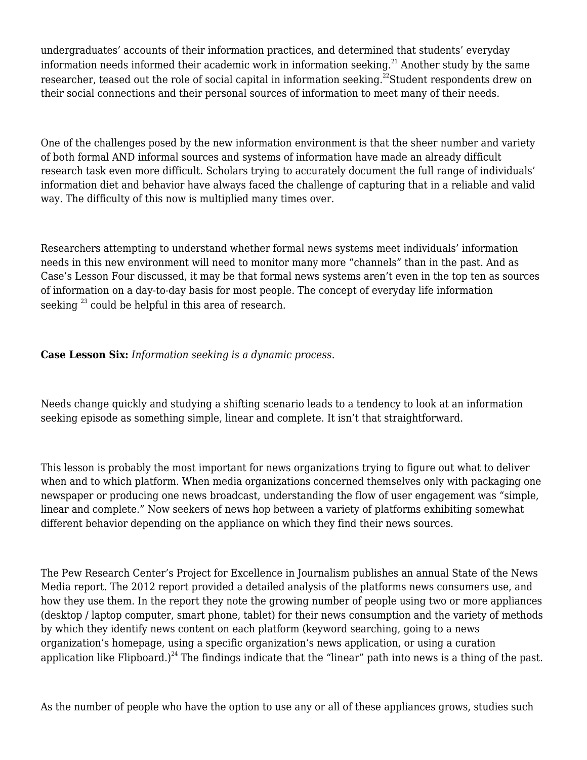undergraduates' accounts of their information practices, and determined that students' everyday information needs informed their academic work in information seeking.[21] Another study by the same researcher, teased out the role of social capital in information seeking.[22]Student respondents drew on their social connections and their personal sources of information to meet many of their needs.

One of the challenges posed by the new information environment is that the sheer number and variety of both formal AND informal sources and systems of information have made an already difficult research task even more difficult. Scholars trying to accurately document the full range of individuals' information diet and behavior have always faced the challenge of capturing that in a reliable and valid way. The difficulty of this now is multiplied many times over.

Researchers attempting to understand whether formal news systems meet individuals' information needs in this new environment will need to monitor many more "channels" than in the past. And as Case's Lesson Four discussed, it may be that formal news systems aren't even in the top ten as sources of information on a day-to-day basis for most people. The concept of everyday life information seeking [23] could be helpful in this area of research.

**Case Lesson Six:** *Information seeking is a dynamic process.*

Needs change quickly and studying a shifting scenario leads to a tendency to look at an information seeking episode as something simple, linear and complete. It isn't that straightforward.

This lesson is probably the most important for news organizations trying to figure out what to deliver when and to which platform. When media organizations concerned themselves only with packaging one newspaper or producing one news broadcast, understanding the flow of user engagement was "simple, linear and complete." Now seekers of news hop between a variety of platforms exhibiting somewhat different behavior depending on the appliance on which they find their news sources.

The Pew Research Center's Project for Excellence in Journalism publishes an annual State of the News Media report. The 2012 report provided a detailed analysis of the platforms news consumers use, and how they use them. In the report they note the growing number of people using two or more appliances (desktop / laptop computer, smart phone, tablet) for their news consumption and the variety of methods by which they identify news content on each platform (keyword searching, going to a news organization's homepage, using a specific organization's news application, or using a curation application like Flipboard.)[24] The findings indicate that the "linear" path into news is a thing of the past.

As the number of people who have the option to use any or all of these appliances grows, studies such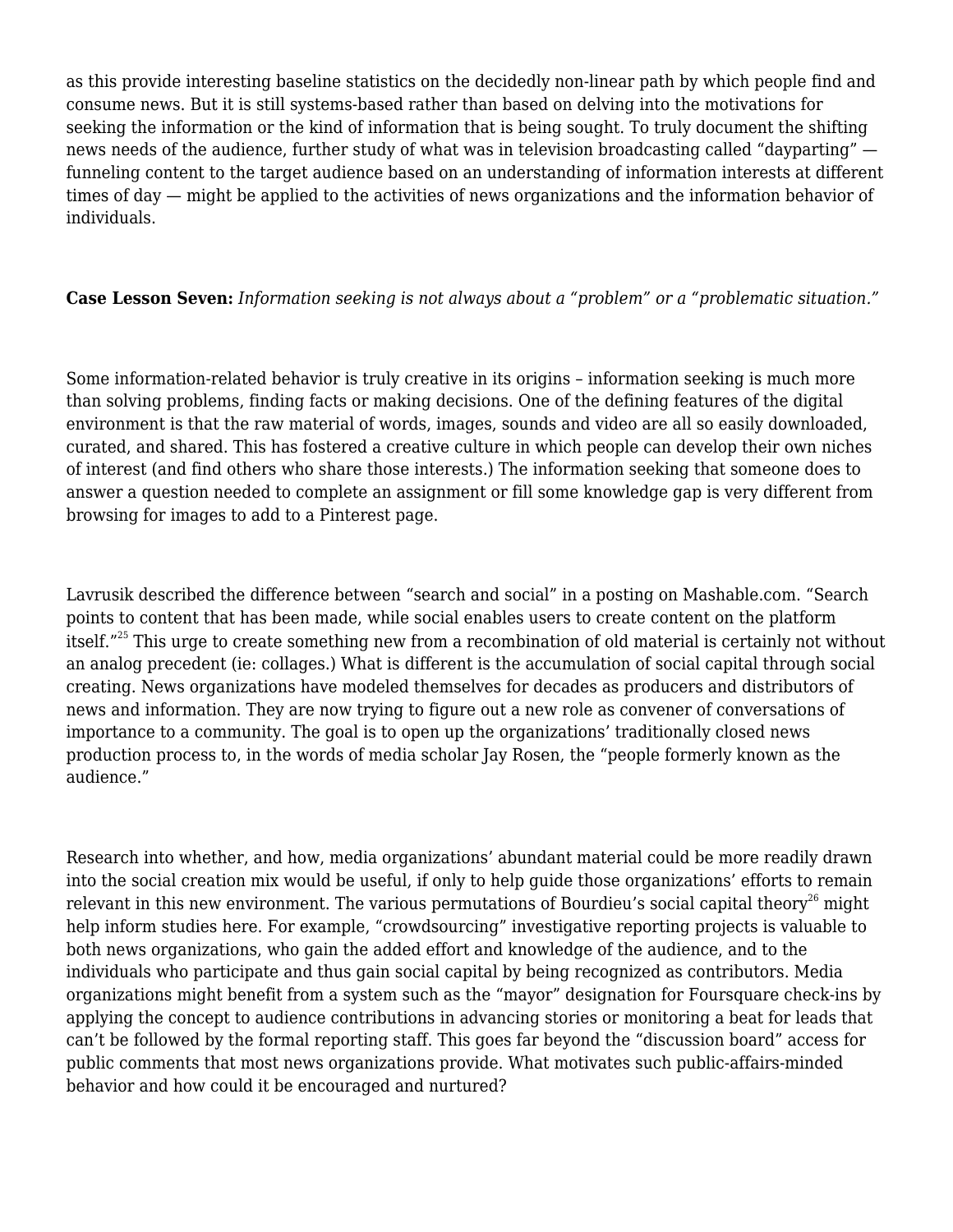as this provide interesting baseline statistics on the decidedly non-linear path by which people find and consume news. But it is still systems-based rather than based on delving into the motivations for seeking the information or the kind of information that is being sought. To truly document the shifting news needs of the audience, further study of what was in television broadcasting called "dayparting" — funneling content to the target audience based on an understanding of information interests at different times of day — might be applied to the activities of news organizations and the information behavior of individuals.

**Case Lesson Seven:** *Information seeking is not always about a "problem" or a "problematic situation."*

Some information-related behavior is truly creative in its origins – information seeking is much more than solving problems, finding facts or making decisions. One of the defining features of the digital environment is that the raw material of words, images, sounds and video are all so easily downloaded, curated, and shared. This has fostered a creative culture in which people can develop their own niches of interest (and find others who share those interests.) The information seeking that someone does to answer a question needed to complete an assignment or fill some knowledge gap is very different from browsing for images to add to a Pinterest page.

Lavrusik described the difference between "search and social" in a posting on Mashable.com. "Search points to content that has been made, while social enables users to create content on the platform itself."[25] This urge to create something new from a recombination of old material is certainly not without an analog precedent (ie: collages.) What is different is the accumulation of social capital through social creating. News organizations have modeled themselves for decades as producers and distributors of news and information. They are now trying to figure out a new role as convener of conversations of importance to a community. The goal is to open up the organizations' traditionally closed news production process to, in the words of media scholar Jay Rosen, the "people formerly known as the audience."

Research into whether, and how, media organizations' abundant material could be more readily drawn into the social creation mix would be useful, if only to help guide those organizations' efforts to remain relevant in this new environment. The various permutations of Bourdieu's social capital theory[26] might help inform studies here. For example, "crowdsourcing" investigative reporting projects is valuable to both news organizations, who gain the added effort and knowledge of the audience, and to the individuals who participate and thus gain social capital by being recognized as contributors. Media organizations might benefit from a system such as the "mayor" designation for Foursquare check-ins by applying the concept to audience contributions in advancing stories or monitoring a beat for leads that can't be followed by the formal reporting staff. This goes far beyond the "discussion board" access for public comments that most news organizations provide. What motivates such public-affairs-minded behavior and how could it be encouraged and nurtured?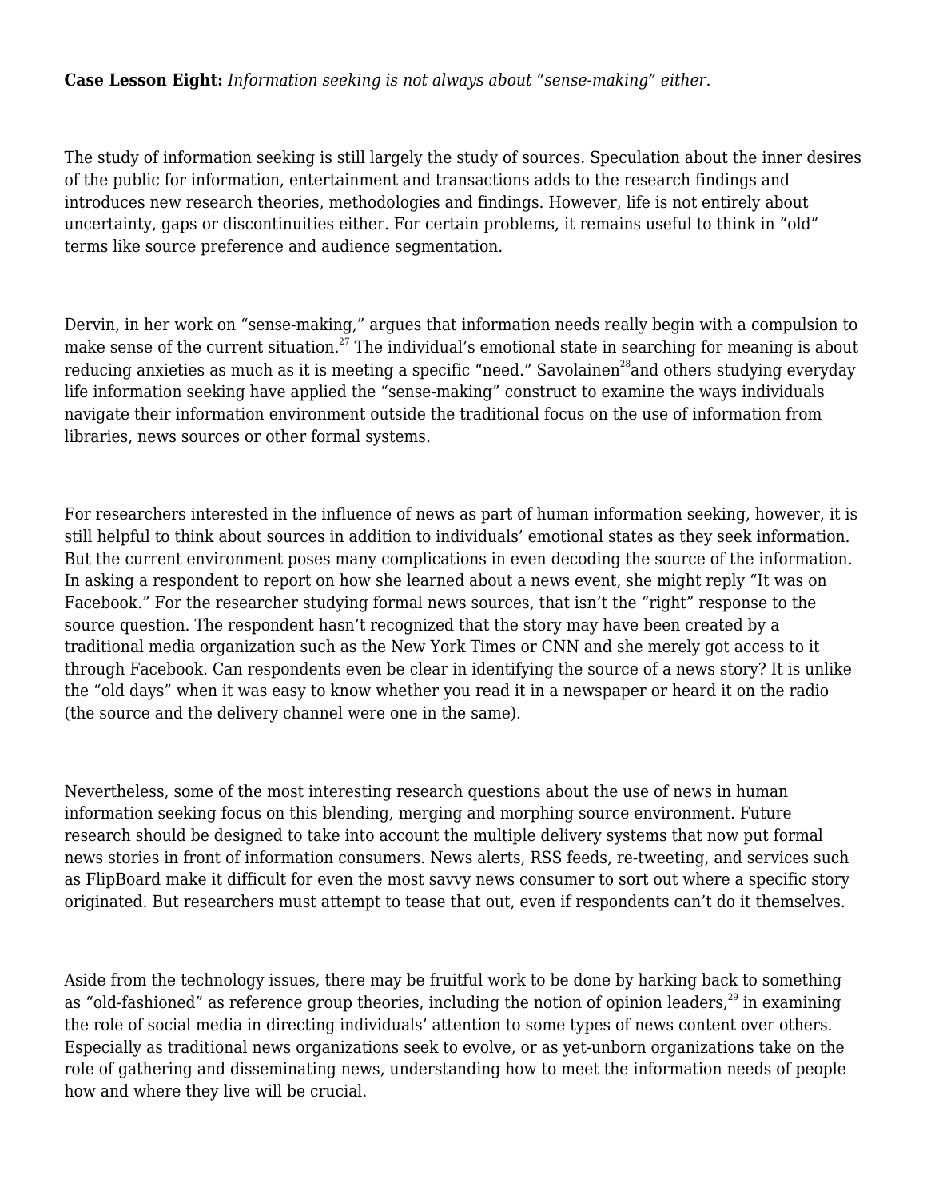**Case Lesson Eight:** *Information seeking is not always about "sense-making" either.*

The study of information seeking is still largely the study of sources. Speculation about the inner desires of the public for information, entertainment and transactions adds to the research findings and introduces new research theories, methodologies and findings. However, life is not entirely about uncertainty, gaps or discontinuities either. For certain problems, it remains useful to think in "old" terms like source preference and audience segmentation.

Dervin, in her work on "sense-making," argues that information needs really begin with a compulsion to make sense of the current situation.[27] The individual's emotional state in searching for meaning is about reducing anxieties as much as it is meeting a specific "need." Savolainen[28]and others studying everyday life information seeking have applied the "sense-making" construct to examine the ways individuals navigate their information environment outside the traditional focus on the use of information from libraries, news sources or other formal systems.

For researchers interested in the influence of news as part of human information seeking, however, it is still helpful to think about sources in addition to individuals' emotional states as they seek information. But the current environment poses many complications in even decoding the source of the information. In asking a respondent to report on how she learned about a news event, she might reply "It was on Facebook." For the researcher studying formal news sources, that isn't the "right" response to the source question. The respondent hasn't recognized that the story may have been created by a traditional media organization such as the New York Times or CNN and she merely got access to it through Facebook. Can respondents even be clear in identifying the source of a news story? It is unlike the "old days" when it was easy to know whether you read it in a newspaper or heard it on the radio (the source and the delivery channel were one in the same).

Nevertheless, some of the most interesting research questions about the use of news in human information seeking focus on this blending, merging and morphing source environment. Future research should be designed to take into account the multiple delivery systems that now put formal news stories in front of information consumers. News alerts, RSS feeds, re-tweeting, and services such as FlipBoard make it difficult for even the most savvy news consumer to sort out where a specific story originated. But researchers must attempt to tease that out, even if respondents can't do it themselves.

Aside from the technology issues, there may be fruitful work to be done by harking back to something as "old-fashioned" as reference group theories, including the notion of opinion leaders,[29] in examining the role of social media in directing individuals' attention to some types of news content over others. Especially as traditional news organizations seek to evolve, or as yet-unborn organizations take on the role of gathering and disseminating news, understanding how to meet the information needs of people how and where they live will be crucial.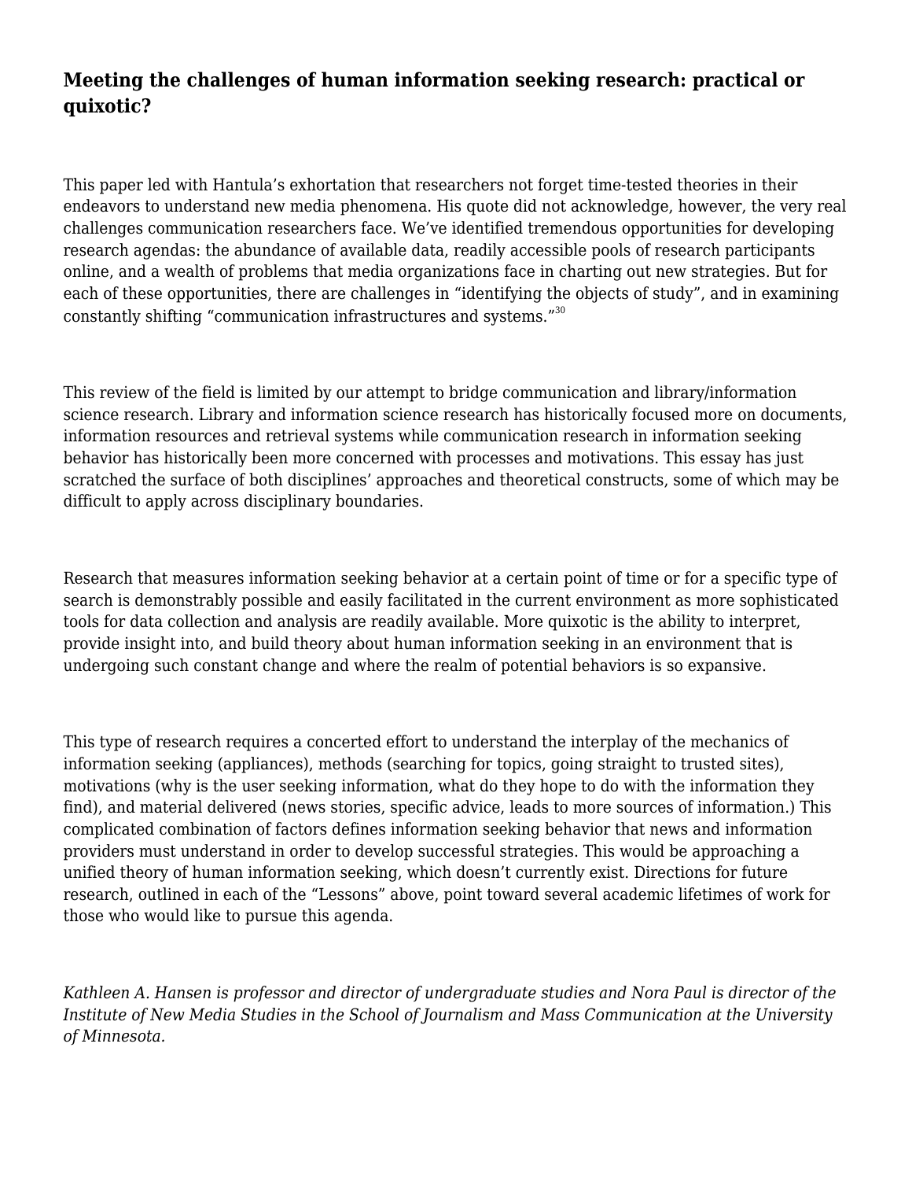## Meeting the challenges of human information seeking research: practical or quixotic?

This paper led with Hantula's exhortation that researchers not forget time-tested theories in their endeavors to understand new media phenomena. His quote did not acknowledge, however, the very real challenges communication researchers face. We've identified tremendous opportunities for developing research agendas: the abundance of available data, readily accessible pools of research participants online, and a wealth of problems that media organizations face in charting out new strategies. But for each of these opportunities, there are challenges in "identifying the objects of study", and in examining constantly shifting "communication infrastructures and systems."[30]

This review of the field is limited by our attempt to bridge communication and library/information science research. Library and information science research has historically focused more on documents, information resources and retrieval systems while communication research in information seeking behavior has historically been more concerned with processes and motivations. This essay has just scratched the surface of both disciplines' approaches and theoretical constructs, some of which may be difficult to apply across disciplinary boundaries.

Research that measures information seeking behavior at a certain point of time or for a specific type of search is demonstrably possible and easily facilitated in the current environment as more sophisticated tools for data collection and analysis are readily available. More quixotic is the ability to interpret, provide insight into, and build theory about human information seeking in an environment that is undergoing such constant change and where the realm of potential behaviors is so expansive.

This type of research requires a concerted effort to understand the interplay of the mechanics of information seeking (appliances), methods (searching for topics, going straight to trusted sites), motivations (why is the user seeking information, what do they hope to do with the information they find), and material delivered (news stories, specific advice, leads to more sources of information.) This complicated combination of factors defines information seeking behavior that news and information providers must understand in order to develop successful strategies. This would be approaching a unified theory of human information seeking, which doesn't currently exist. Directions for future research, outlined in each of the "Lessons" above, point toward several academic lifetimes of work for those who would like to pursue this agenda.

*Kathleen A. Hansen is professor and director of undergraduate studies and Nora Paul is director of the Institute of New Media Studies in the School of Journalism and Mass Communication at the University of Minnesota.*